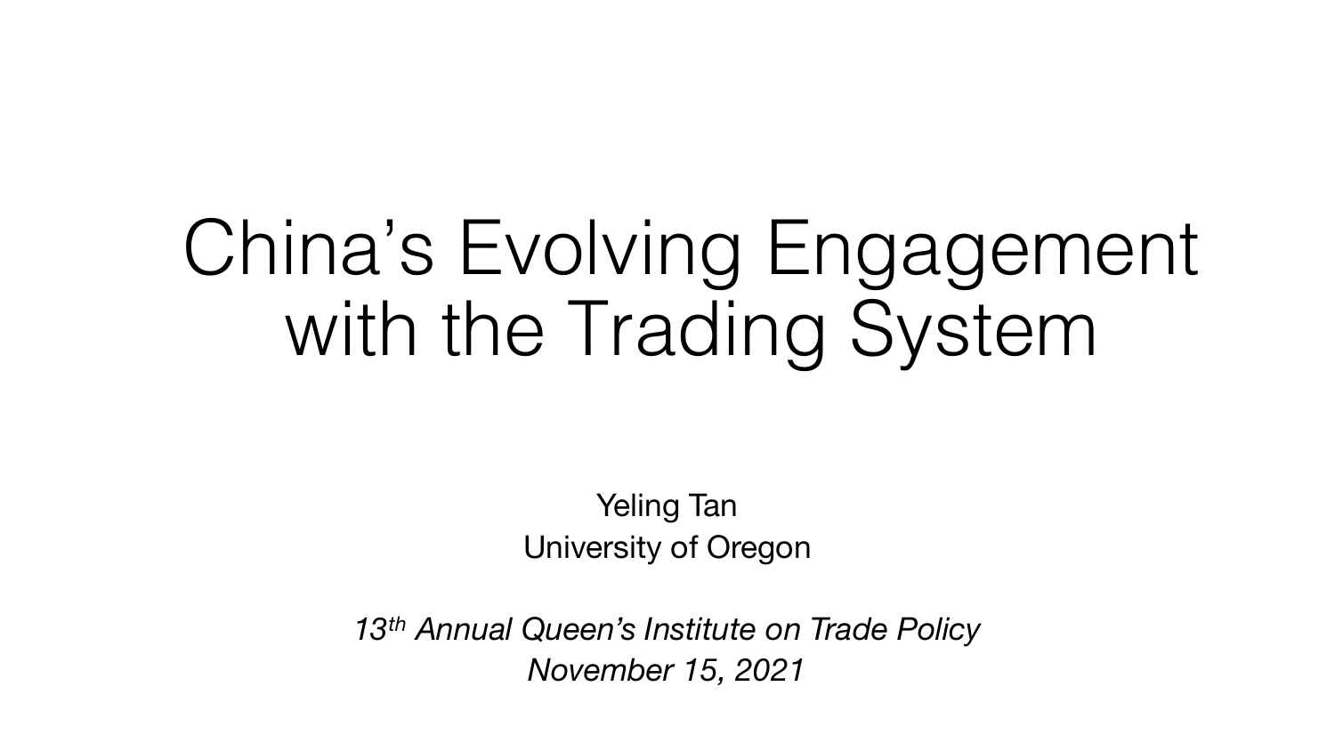# China's Evolving Engagement with the Trading System

Yeling Tan
University of Oregon

*13th Annual Queen's Institute on Trade Policy*
*November 15, 2021*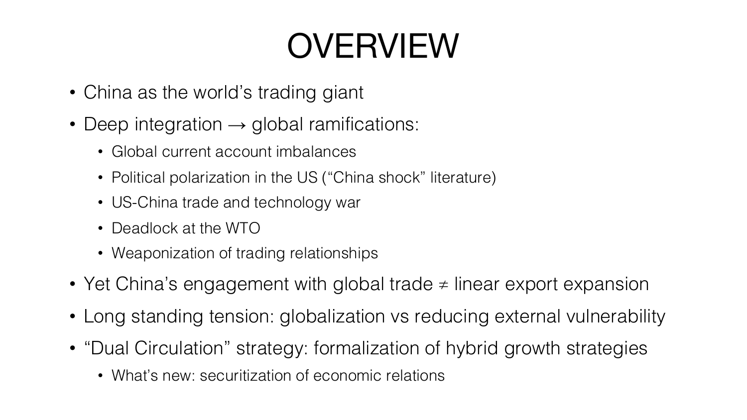# OVERVIEW

- China as the world's trading giant
- Deep integration → global ramifications:
  - Global current account imbalances
  - Political polarization in the US ("China shock" literature)
  - US-China trade and technology war
  - Deadlock at the WTO
  - Weaponization of trading relationships
- Yet China's engagement with global trade ≠ linear export expansion
- Long standing tension: globalization vs reducing external vulnerability
- "Dual Circulation" strategy: formalization of hybrid growth strategies
  - What's new: securitization of economic relations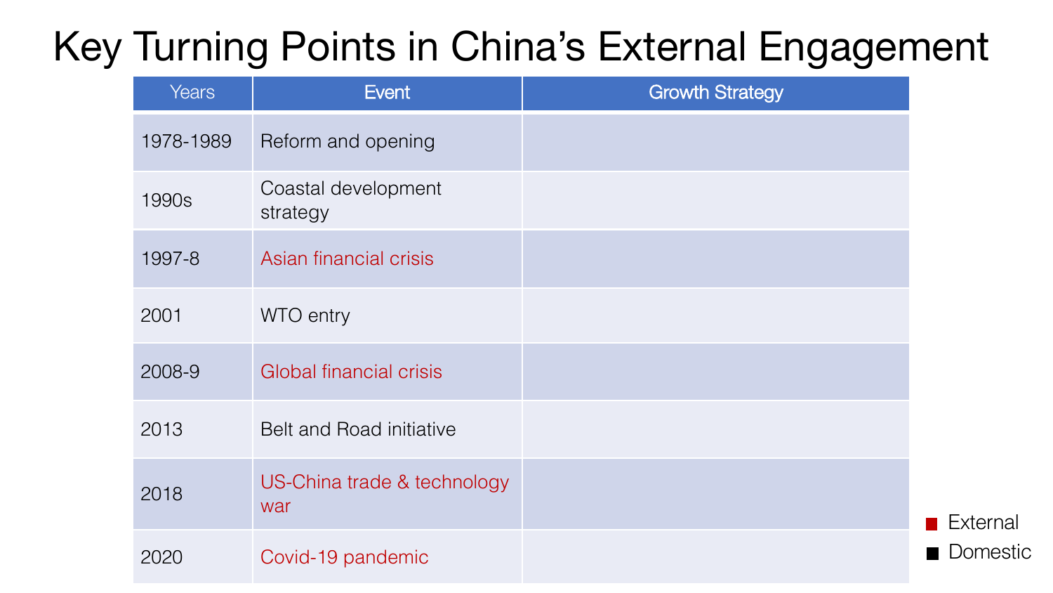# Key Turning Points in China's External Engagement

| Years | Event | Growth Strategy |
|---|---|---|
| 1978-1989 | Reform and opening | |
| 1990s | Coastal development strategy | |
| 1997-8 | Asian financial crisis | |
| 2001 | WTO entry | |
| 2008-9 | Global financial crisis | |
| 2013 | Belt and Road initiative | |
| 2018 | US-China trade & technology war | |
| 2020 | Covid-19 pandemic | |

■ External
■ Domestic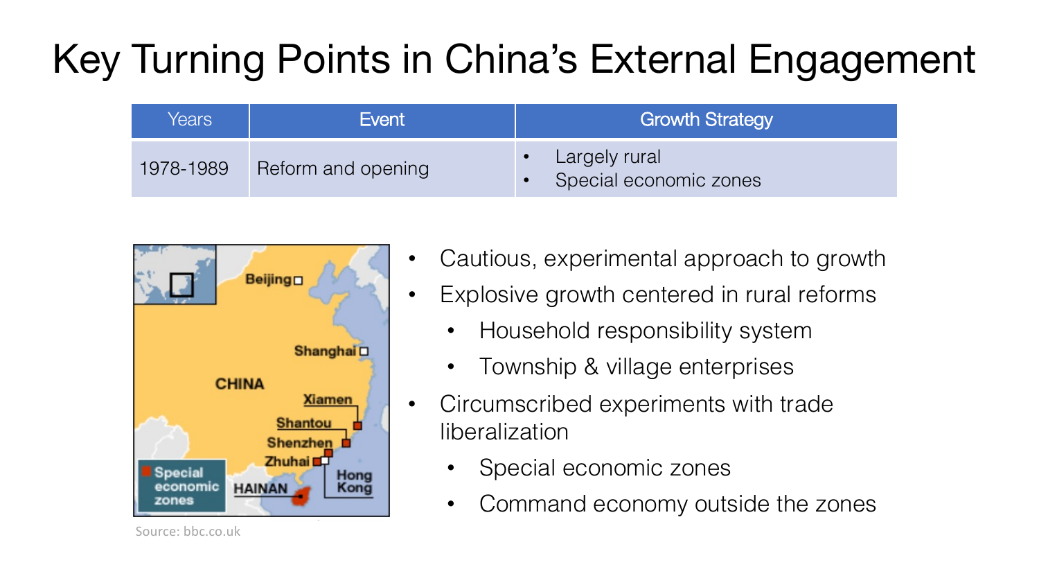# Key Turning Points in China's External Engagement

| Years | Event | Growth Strategy |
| --- | --- | --- |
| 1978-1989 | Reform and opening | • Largely rural<br>• Special economic zones |

Source: bbc.co.uk

- Cautious, experimental approach to growth
- Explosive growth centered in rural reforms
  - Household responsibility system
  - Township & village enterprises
- Circumscribed experiments with trade liberalization
  - Special economic zones
  - Command economy outside the zones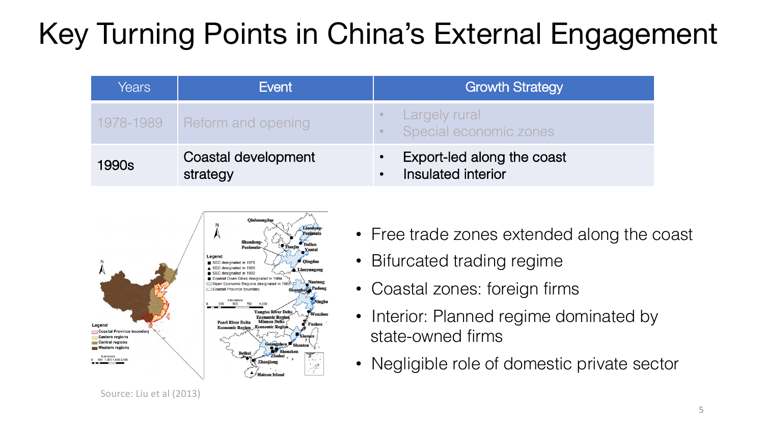# Key Turning Points in China's External Engagement

| Years | Event | Growth Strategy |
|---|---|---|
| 1978-1989 | Reform and opening | • Largely rural<br>• Special economic zones |
| 1990s | Coastal development strategy | • Export-led along the coast<br>• Insulated interior |

- Free trade zones extended along the coast
- Bifurcated trading regime
- Coastal zones: foreign firms
- Interior: Planned regime dominated by state-owned firms
- Negligible role of domestic private sector

Source: Liu et al (2013)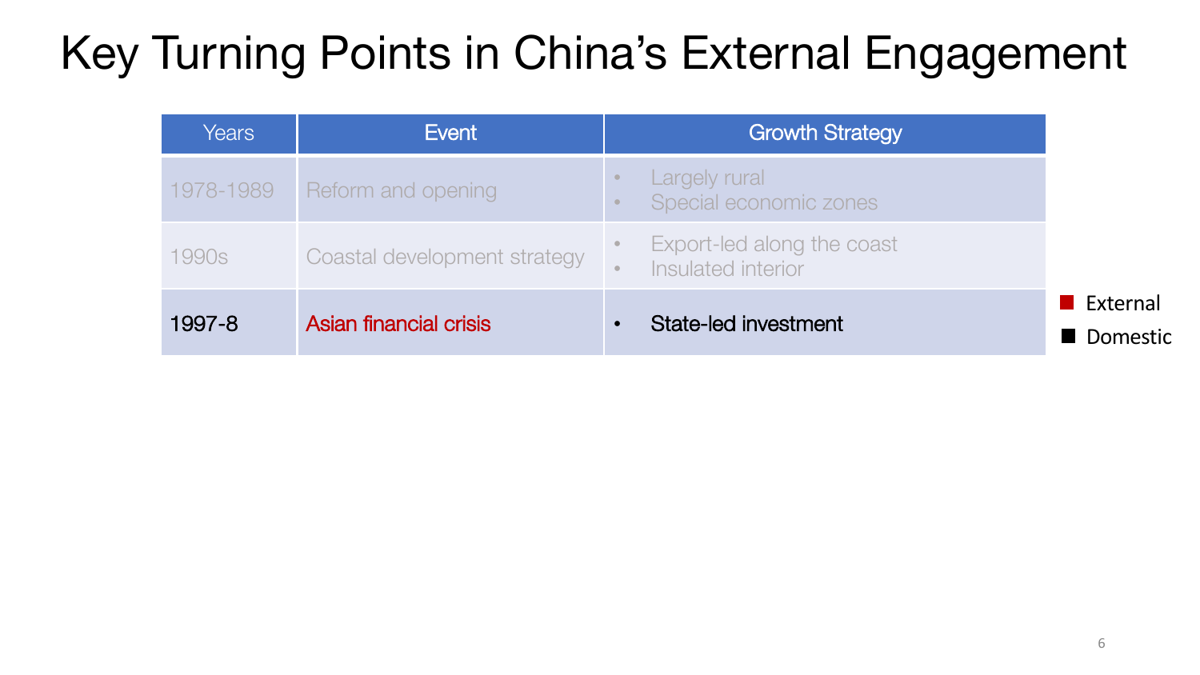# Key Turning Points in China's External Engagement

| Years | Event | Growth Strategy |
|---|---|---|
| 1978-1989 | Reform and opening | • Largely rural<br>• Special economic zones |
| 1990s | Coastal development strategy | • Export-led along the coast<br>• Insulated interior |
| 1997-8 | Asian financial crisis | • State-led investment |

- External
- Domestic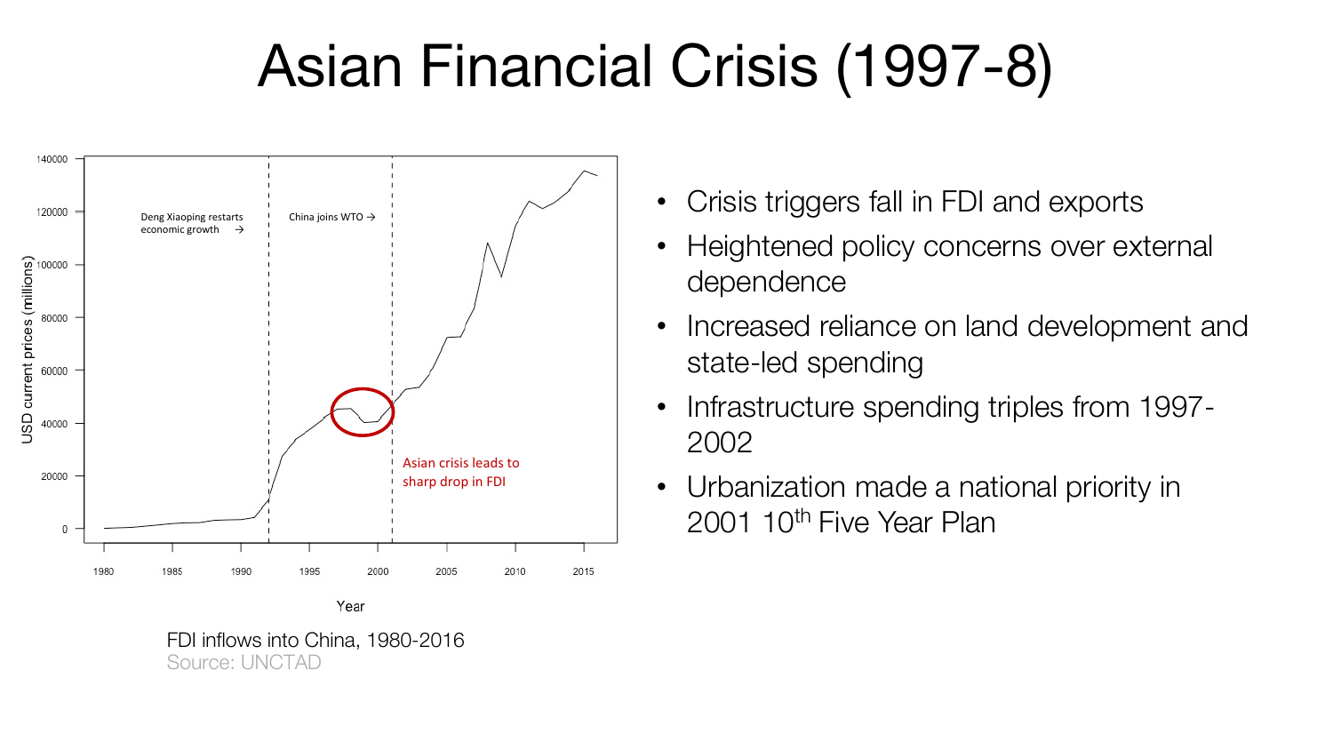# Asian Financial Crisis (1997-8)

FDI inflows into China, 1980-2016
Source: UNCTAD

- Crisis triggers fall in FDI and exports
- Heightened policy concerns over external dependence
- Increased reliance on land development and state-led spending
- Infrastructure spending triples from 1997-2002
- Urbanization made a national priority in 2001 10th Five Year Plan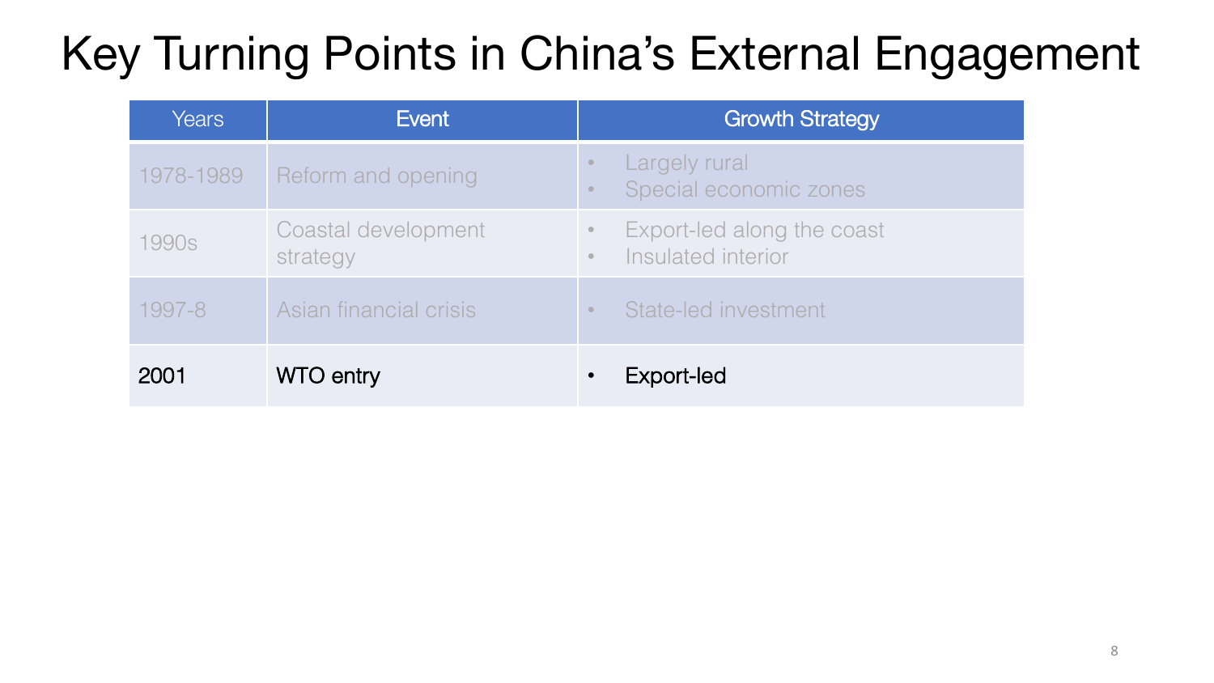# Key Turning Points in China's External Engagement

| Years | Event | Growth Strategy |
| --- | --- | --- |
| 1978-1989 | Reform and opening | • Largely rural<br>• Special economic zones |
| 1990s | Coastal development strategy | • Export-led along the coast<br>• Insulated interior |
| 1997-8 | Asian financial crisis | • State-led investment |
| 2001 | WTO entry | • Export-led |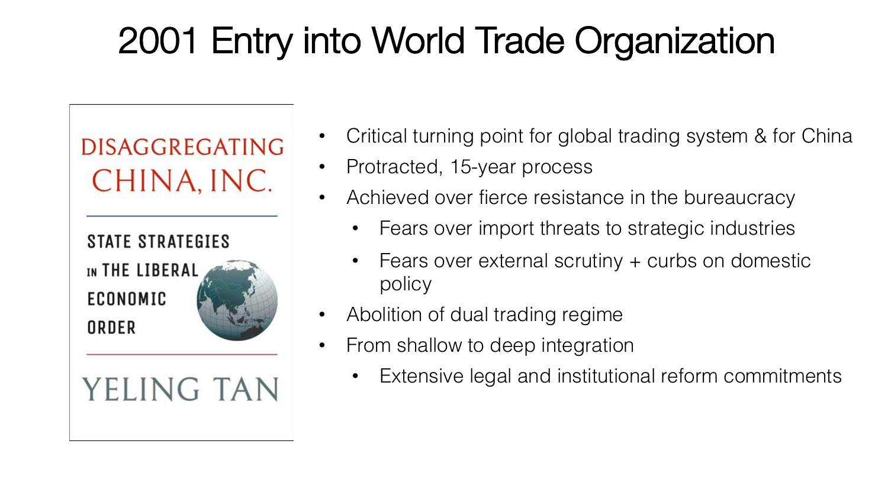# 2001 Entry into World Trade Organization

DISAGGREGATING CHINA, INC.

STATE STRATEGIES IN THE LIBERAL ECONOMIC ORDER

YELING TAN

- Critical turning point for global trading system & for China
- Protracted, 15-year process
- Achieved over fierce resistance in the bureaucracy
  - Fears over import threats to strategic industries
  - Fears over external scrutiny + curbs on domestic policy
- Abolition of dual trading regime
- From shallow to deep integration
  - Extensive legal and institutional reform commitments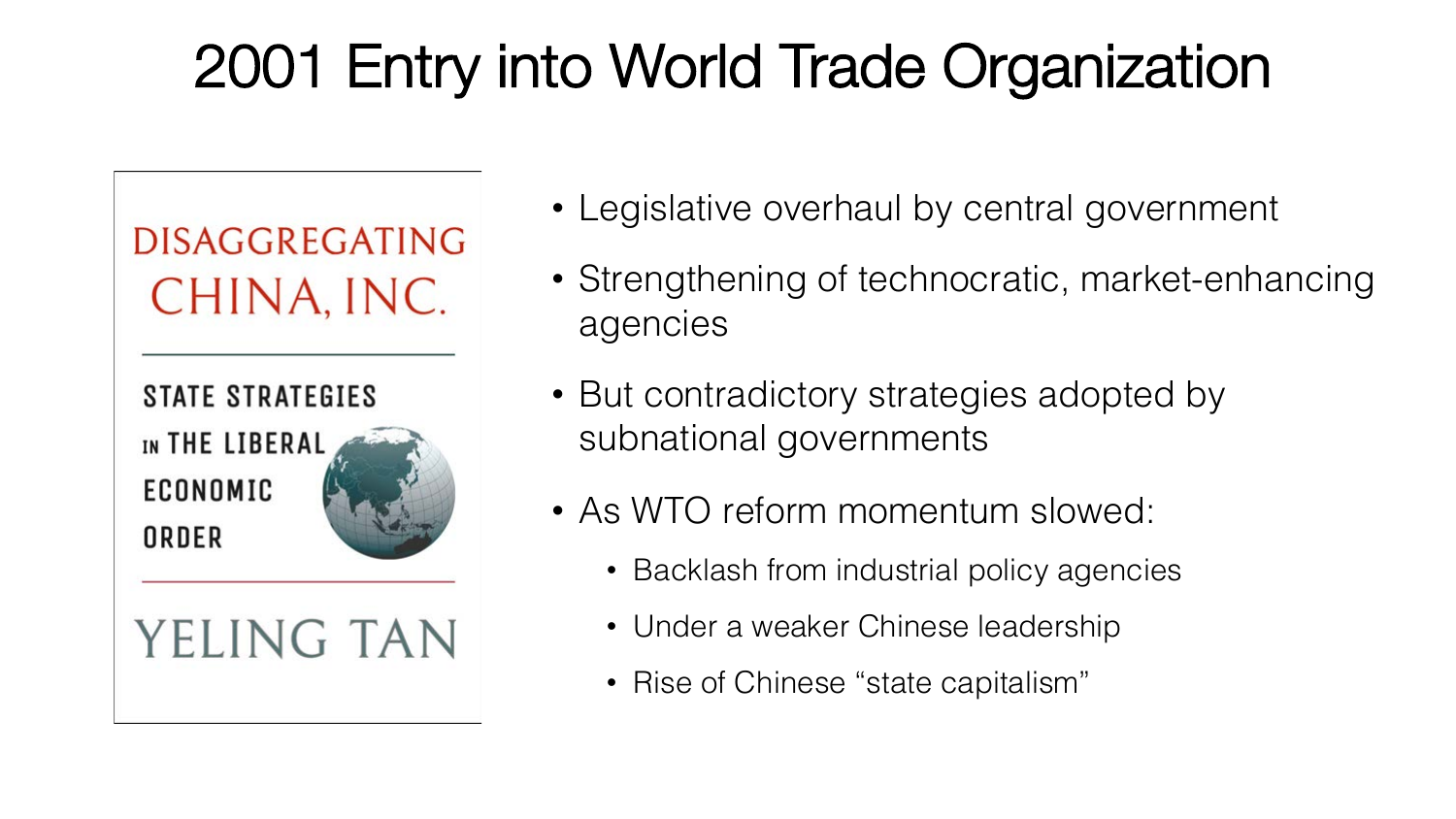# 2001 Entry into World Trade Organization

DISAGGREGATING CHINA, INC.

STATE STRATEGIES IN THE LIBERAL ECONOMIC ORDER

YELING TAN

- Legislative overhaul by central government
- Strengthening of technocratic, market-enhancing agencies
- But contradictory strategies adopted by subnational governments
- As WTO reform momentum slowed:
  - Backlash from industrial policy agencies
  - Under a weaker Chinese leadership
  - Rise of Chinese “state capitalism”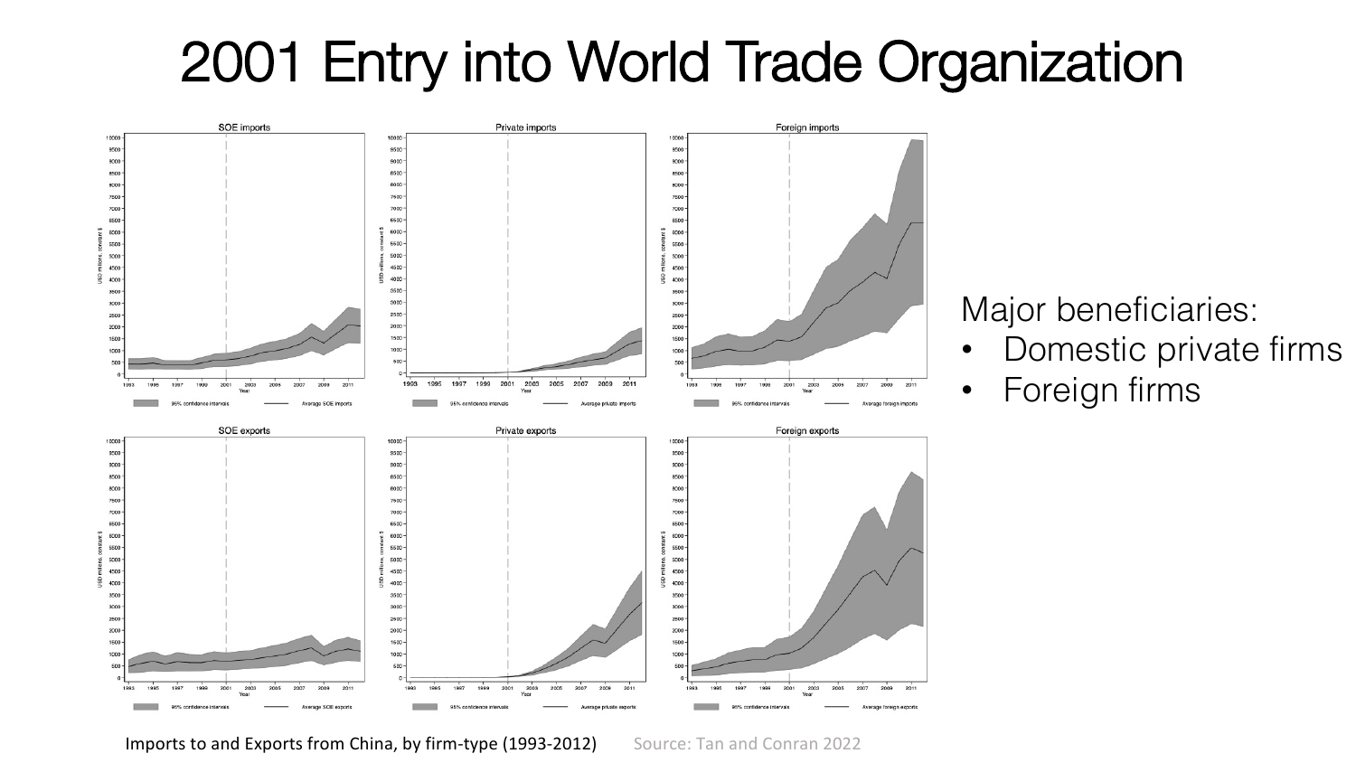# 2001 Entry into World Trade Organization

Major beneficiaries:

- Domestic private firms
- Foreign firms

Imports to and Exports from China, by firm-type (1993-2012) Source: Tan and Conran 2022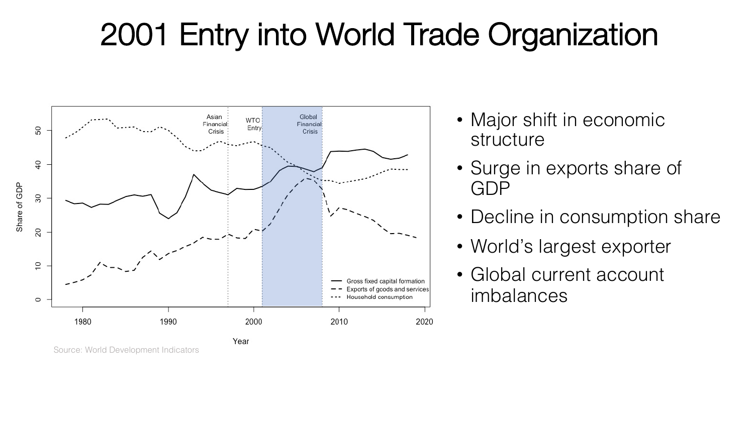# 2001 Entry into World Trade Organization

Source: World Development Indicators

- Major shift in economic structure
- Surge in exports share of GDP
- Decline in consumption share
- World's largest exporter
- Global current account imbalances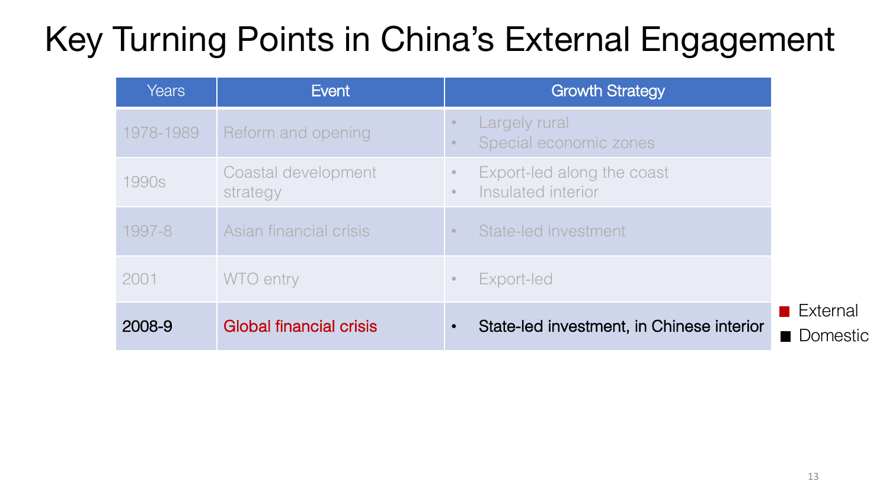# Key Turning Points in China's External Engagement

| Years | Event | Growth Strategy |
| --- | --- | --- |
| 1978-1989 | Reform and opening | • Largely rural<br>• Special economic zones |
| 1990s | Coastal development strategy | • Export-led along the coast<br>• Insulated interior |
| 1997-8 | Asian financial crisis | • State-led investment |
| 2001 | WTO entry | • Export-led |
| 2008-9 | Global financial crisis | • State-led investment, in Chinese interior |

- External
- Domestic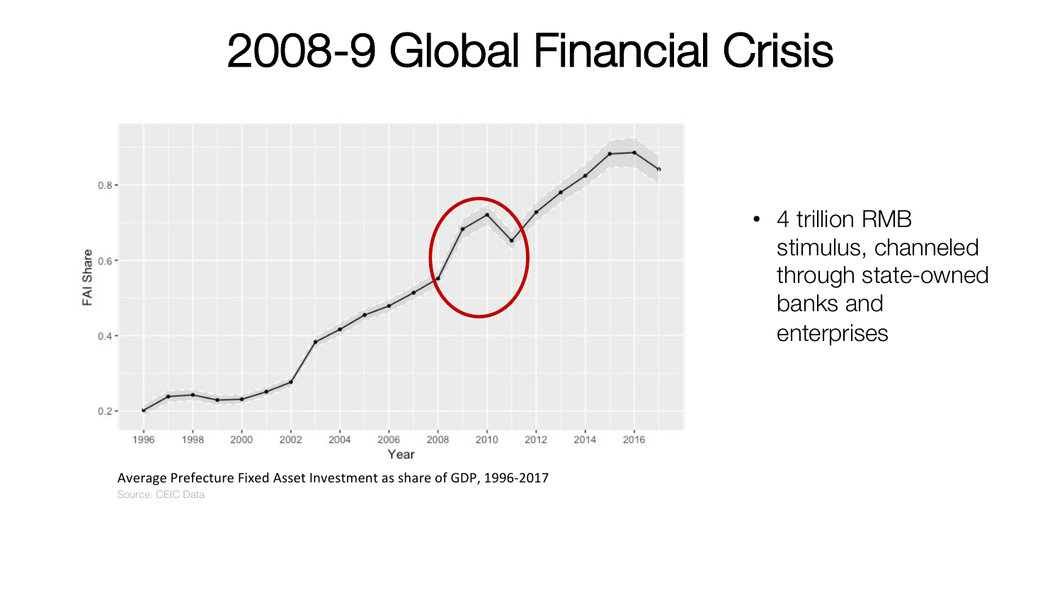# 2008-9 Global Financial Crisis

Average Prefecture Fixed Asset Investment as share of GDP, 1996-2017

Source: CEIC Data

- 4 trillion RMB stimulus, channeled through state-owned banks and enterprises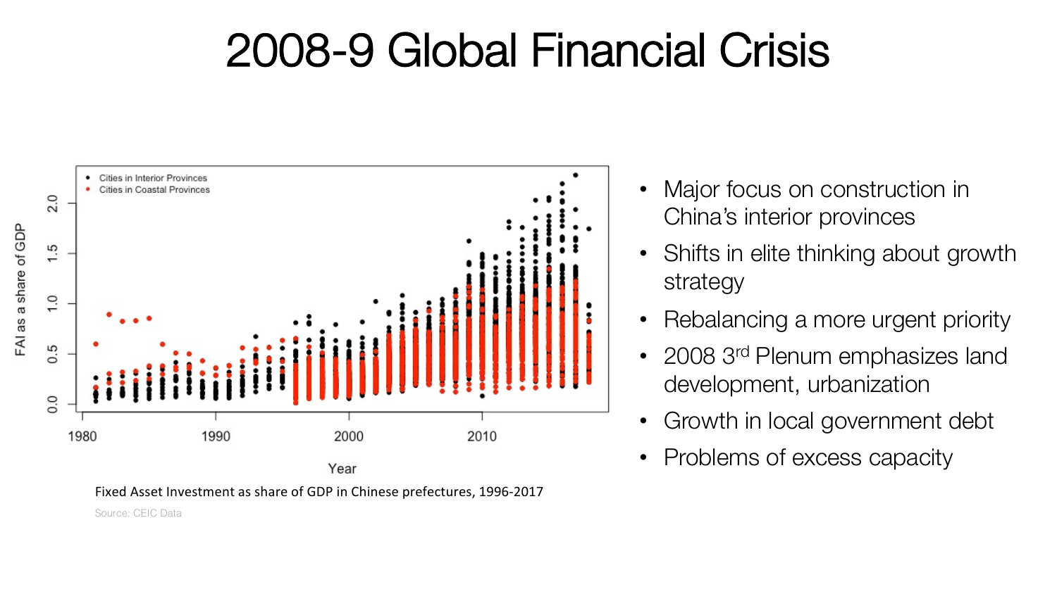# 2008-9 Global Financial Crisis

Fixed Asset Investment as share of GDP in Chinese prefectures, 1996-2017

Source: CEIC Data

- Major focus on construction in China's interior provinces
- Shifts in elite thinking about growth strategy
- Rebalancing a more urgent priority
- 2008 3rd Plenum emphasizes land development, urbanization
- Growth in local government debt
- Problems of excess capacity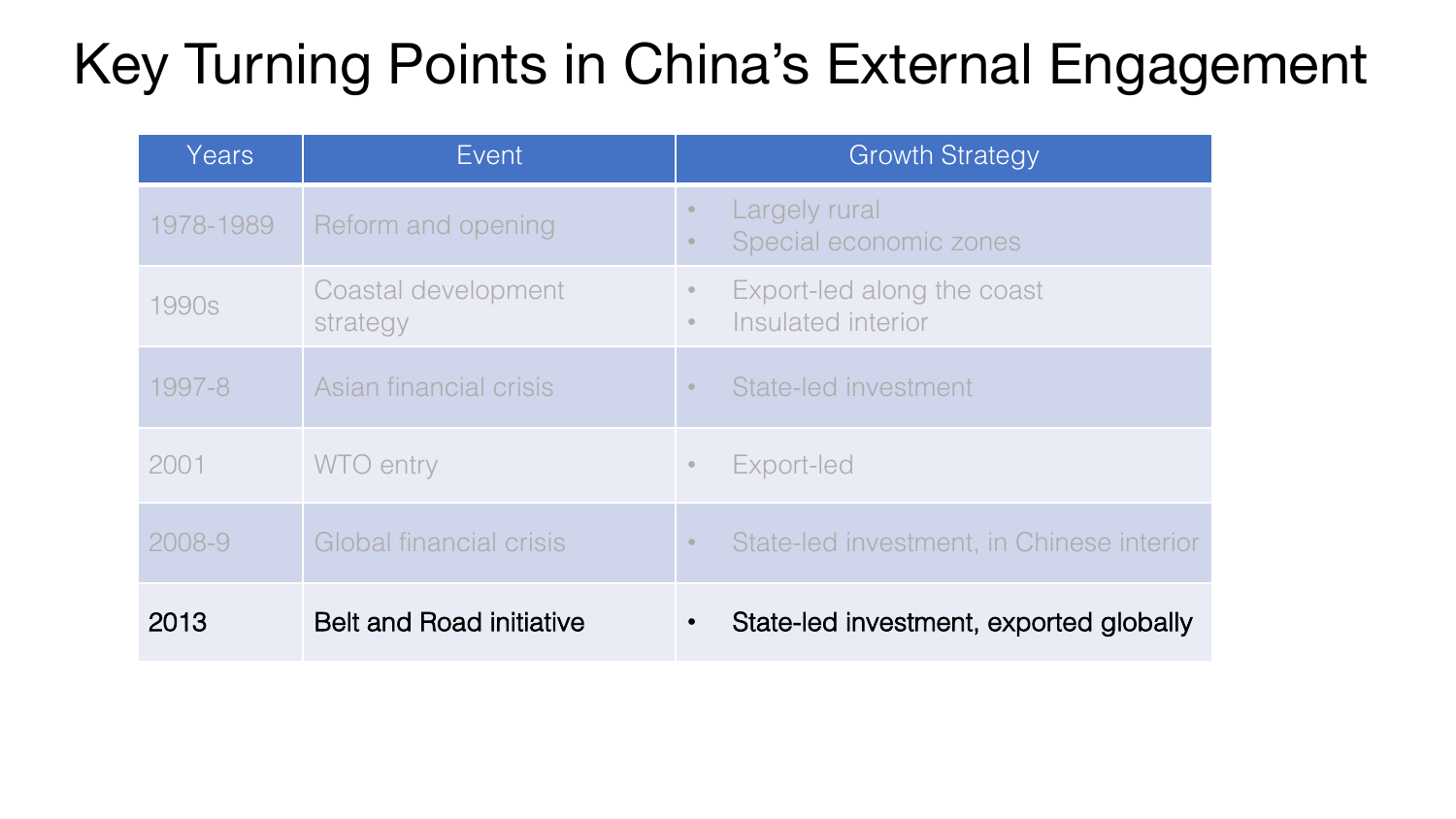# Key Turning Points in China's External Engagement

| Years | Event | Growth Strategy |
|---|---|---|
| 1978-1989 | Reform and opening | • Largely rural<br>• Special economic zones |
| 1990s | Coastal development strategy | • Export-led along the coast<br>• Insulated interior |
| 1997-8 | Asian financial crisis | • State-led investment |
| 2001 | WTO entry | • Export-led |
| 2008-9 | Global financial crisis | • State-led investment, in Chinese interior |
| 2013 | Belt and Road initiative | • State-led investment, exported globally |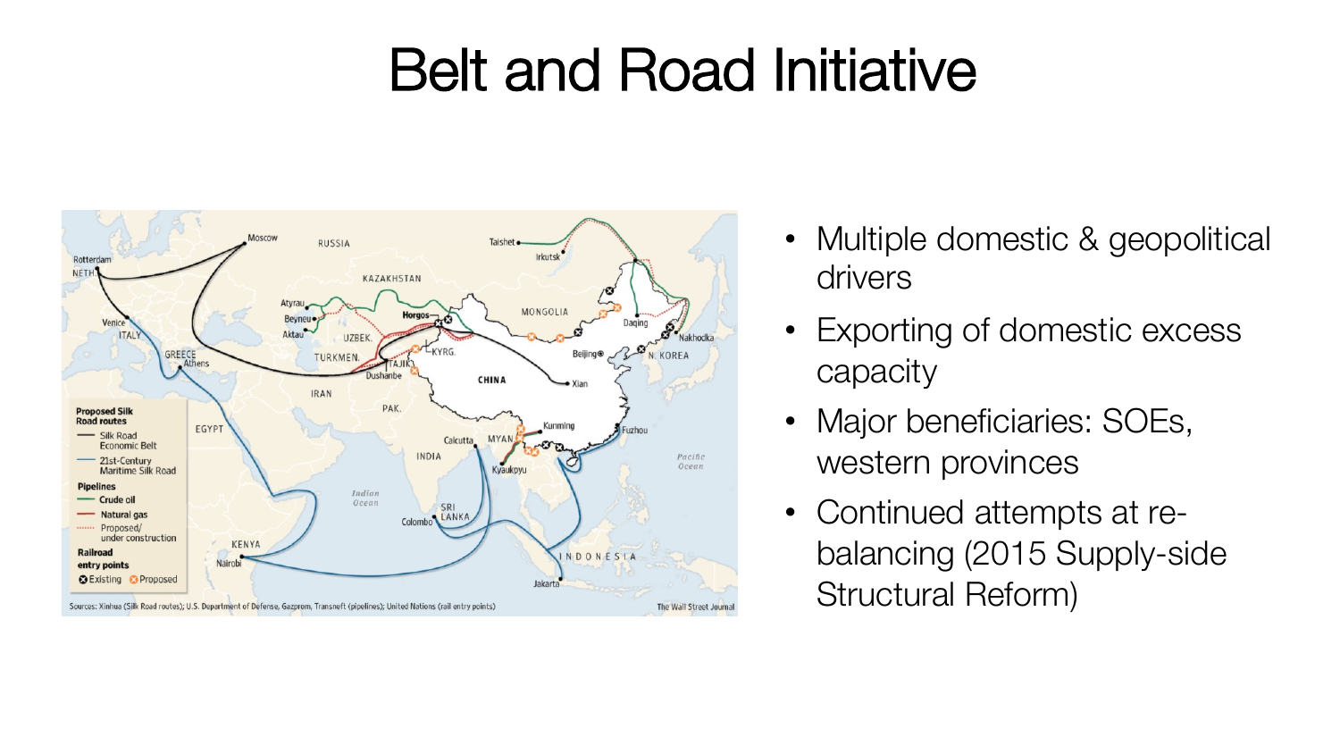# Belt and Road Initiative

- Multiple domestic & geopolitical drivers
- Exporting of domestic excess capacity
- Major beneficiaries: SOEs, western provinces
- Continued attempts at re-balancing (2015 Supply-side Structural Reform)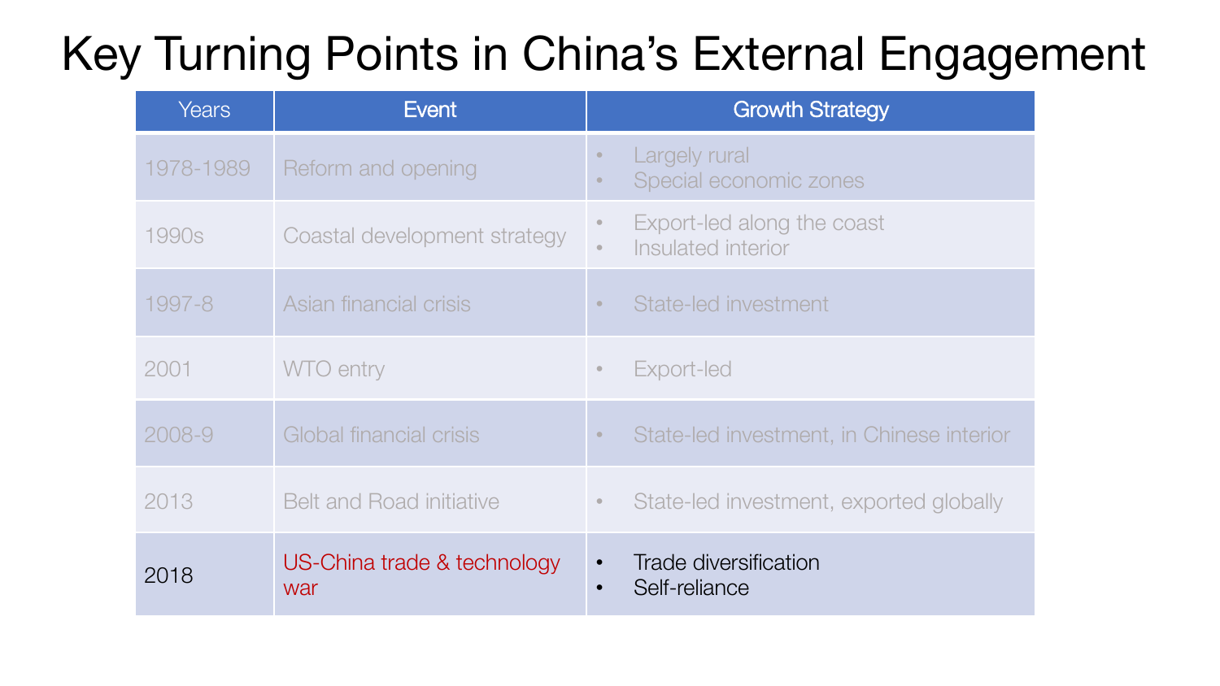# Key Turning Points in China's External Engagement

| Years | Event | Growth Strategy |
|---|---|---|
| 1978-1989 | Reform and opening | • Largely rural<br>• Special economic zones |
| 1990s | Coastal development strategy | • Export-led along the coast<br>• Insulated interior |
| 1997-8 | Asian financial crisis | • State-led investment |
| 2001 | WTO entry | • Export-led |
| 2008-9 | Global financial crisis | • State-led investment, in Chinese interior |
| 2013 | Belt and Road initiative | • State-led investment, exported globally |
| 2018 | US-China trade & technology war | • Trade diversification<br>• Self-reliance |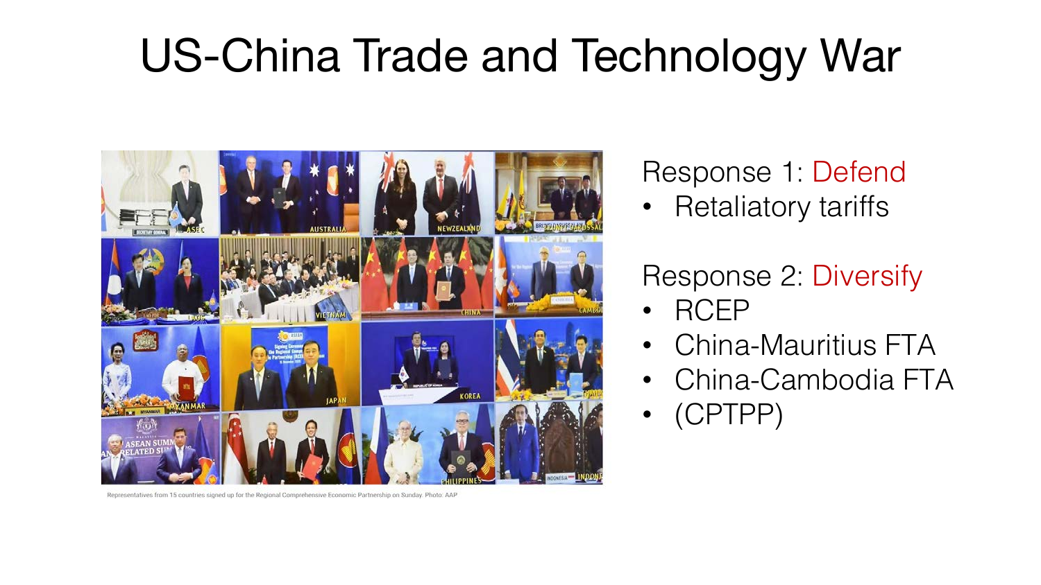# US-China Trade and Technology War

Representatives from 15 countries signed up for the Regional Comprehensive Economic Partnership on Sunday. Photo: AAP

Response 1: Defend

- Retaliatory tariffs

Response 2: Diversify

- RCEP
- China-Mauritius FTA
- China-Cambodia FTA
- (CPTPP)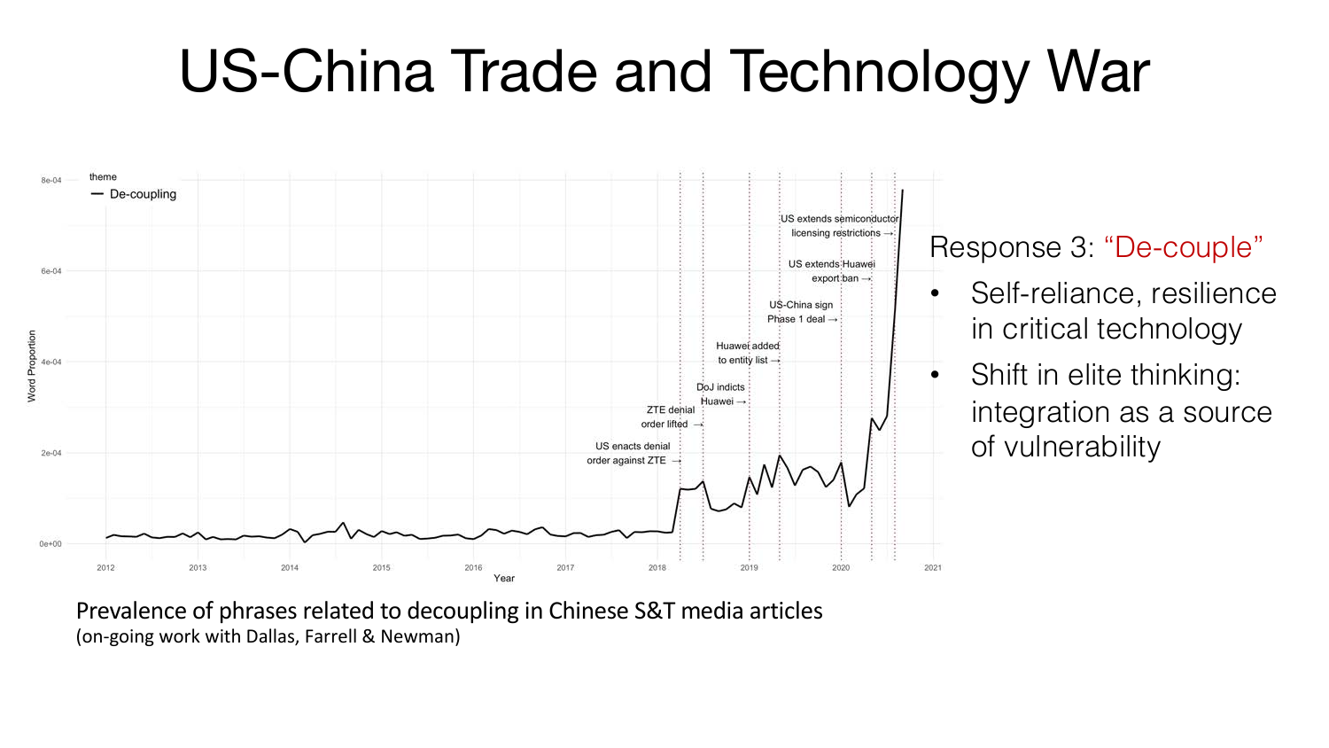# US-China Trade and Technology War

Prevalence of phrases related to decoupling in Chinese S&T media articles
(on-going work with Dallas, Farrell & Newman)

Response 3: "De-couple"

- Self-reliance, resilience in critical technology
- Shift in elite thinking: integration as a source of vulnerability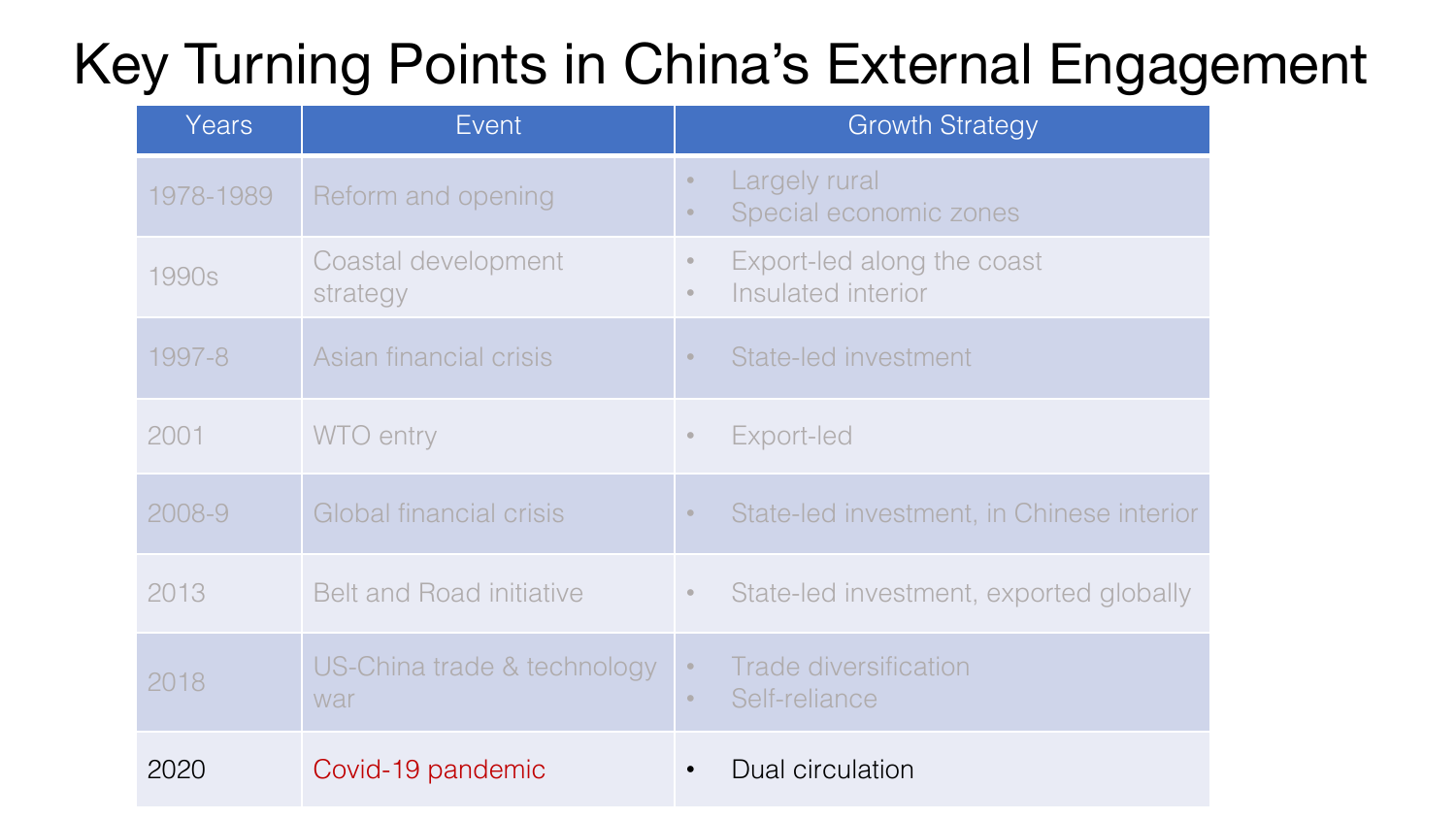# Key Turning Points in China's External Engagement

| Years | Event | Growth Strategy |
|---|---|---|
| 1978-1989 | Reform and opening | • Largely rural<br>• Special economic zones |
| 1990s | Coastal development strategy | • Export-led along the coast<br>• Insulated interior |
| 1997-8 | Asian financial crisis | • State-led investment |
| 2001 | WTO entry | • Export-led |
| 2008-9 | Global financial crisis | • State-led investment, in Chinese interior |
| 2013 | Belt and Road initiative | • State-led investment, exported globally |
| 2018 | US-China trade & technology war | • Trade diversification<br>• Self-reliance |
| 2020 | Covid-19 pandemic | • Dual circulation |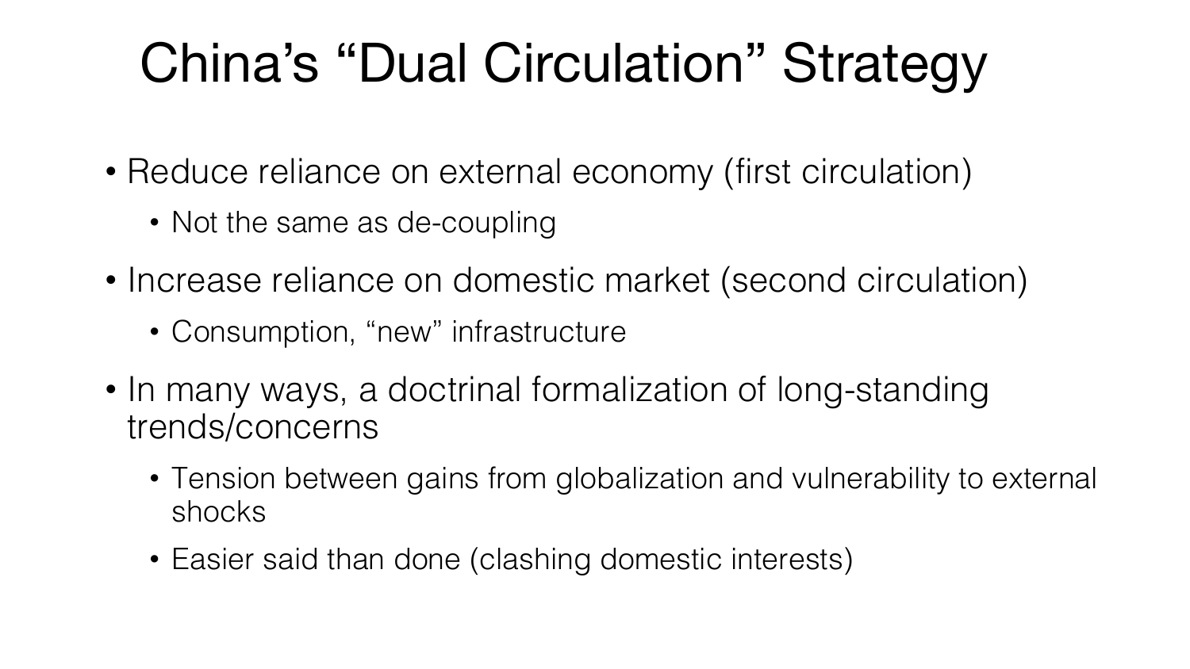# China's "Dual Circulation" Strategy

- Reduce reliance on external economy (first circulation)
  - Not the same as de-coupling
- Increase reliance on domestic market (second circulation)
  - Consumption, "new" infrastructure
- In many ways, a doctrinal formalization of long-standing trends/concerns
  - Tension between gains from globalization and vulnerability to external shocks
  - Easier said than done (clashing domestic interests)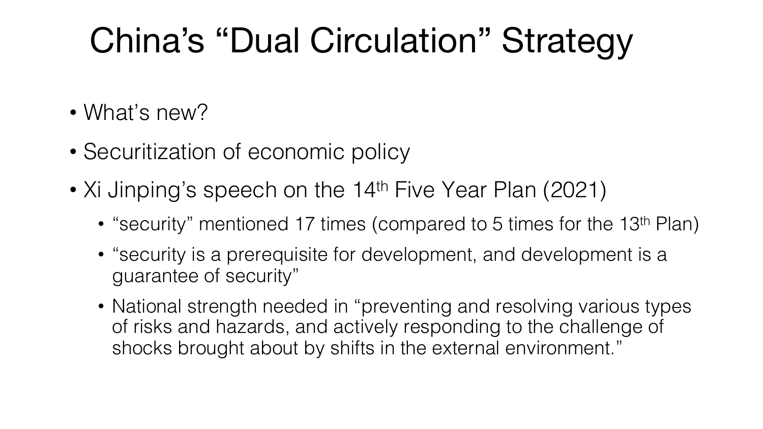# China's "Dual Circulation" Strategy

- What's new?
- Securitization of economic policy
- Xi Jinping's speech on the 14th Five Year Plan (2021)
  - "security" mentioned 17 times (compared to 5 times for the 13th Plan)
  - "security is a prerequisite for development, and development is a guarantee of security"
  - National strength needed in "preventing and resolving various types of risks and hazards, and actively responding to the challenge of shocks brought about by shifts in the external environment."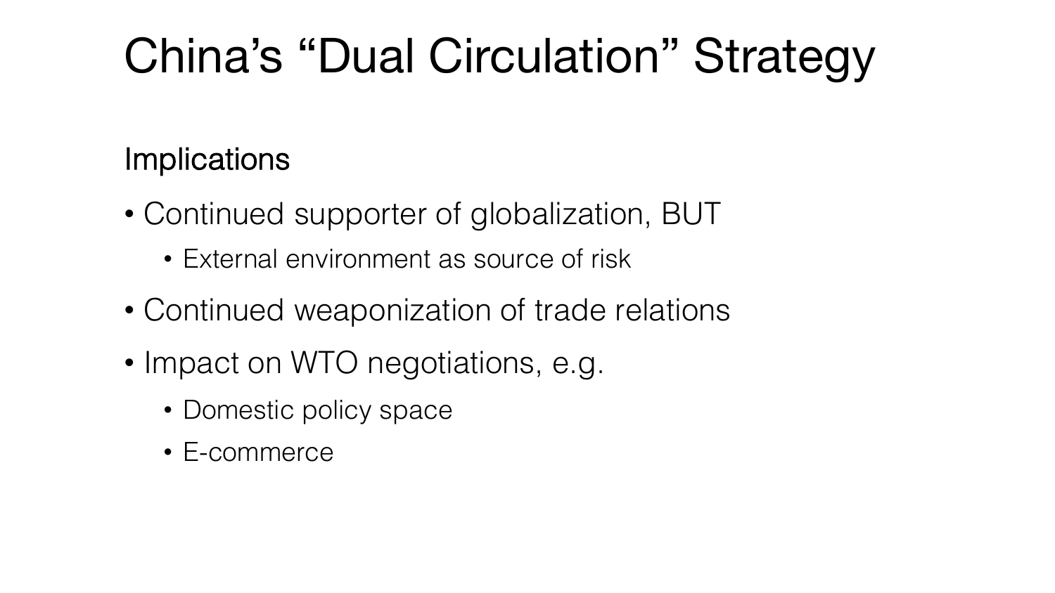# China's "Dual Circulation" Strategy

## Implications

- Continued supporter of globalization, BUT
  - External environment as source of risk
- Continued weaponization of trade relations
- Impact on WTO negotiations, e.g.
  - Domestic policy space
  - E-commerce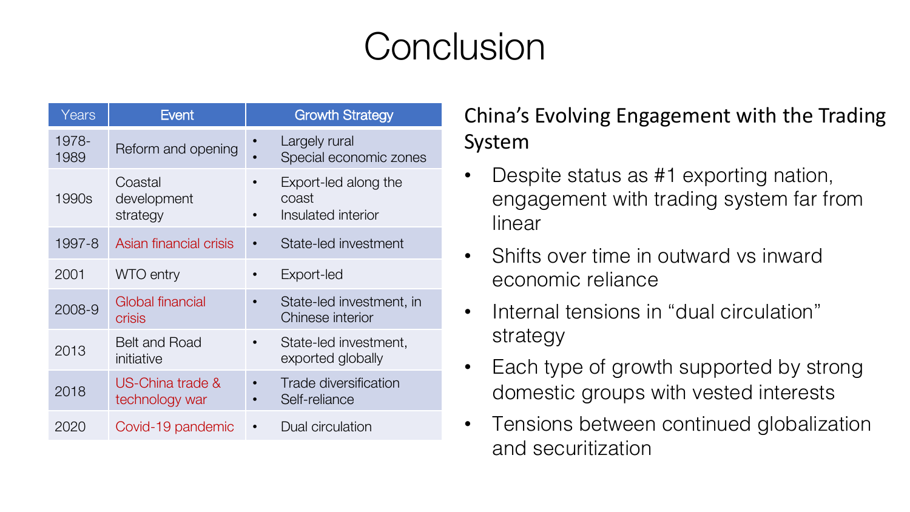# Conclusion

| Years | Event | Growth Strategy |
| --- | --- | --- |
| 1978-1989 | Reform and opening | • Largely rural<br>• Special economic zones |
| 1990s | Coastal development strategy | • Export-led along the coast<br>• Insulated interior |
| 1997-8 | Asian financial crisis | • State-led investment |
| 2001 | WTO entry | • Export-led |
| 2008-9 | Global financial crisis | • State-led investment, in Chinese interior |
| 2013 | Belt and Road initiative | • State-led investment, exported globally |
| 2018 | US-China trade & technology war | • Trade diversification<br>• Self-reliance |
| 2020 | Covid-19 pandemic | • Dual circulation |

## China's Evolving Engagement with the Trading System

- Despite status as #1 exporting nation, engagement with trading system far from linear
- Shifts over time in outward vs inward economic reliance
- Internal tensions in "dual circulation" strategy
- Each type of growth supported by strong domestic groups with vested interests
- Tensions between continued globalization and securitization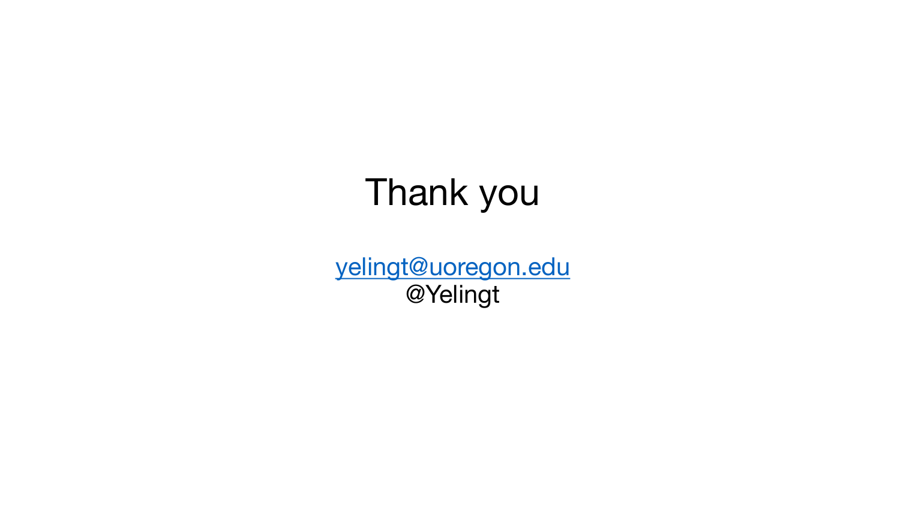# Thank you

[yelingt@uoregon.edu](mailto:yelingt@uoregon.edu)

@Yelingt